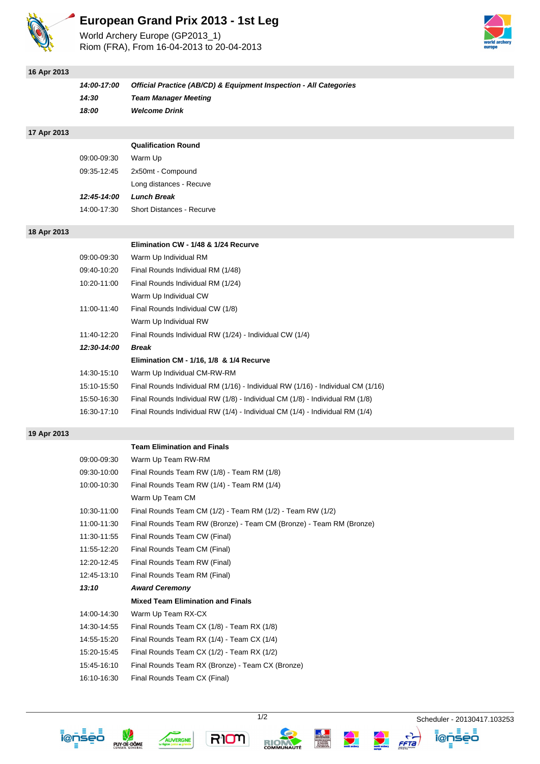# European Grand Prix 2013 - 1st Leg

World Archery Europe (GP2013_1)
Riom (FRA), From 16-04-2013 to 20-04-2013

## 16 Apr 2013

| | |
|---|---|
| ***14:00-17:00*** | ***Official Practice (AB/CD) & Equipment Inspection - All Categories*** |
| ***14:30*** | ***Team Manager Meeting*** |
| ***18:00*** | ***Welcome Drink*** |

## 17 Apr 2013

| | |
|---|---|
| | **Qualification Round** |
| 09:00-09:30 | Warm Up |
| 09:35-12:45 | 2x50mt - Compound |
| | Long distances - Recuve |
| ***12:45-14:00*** | ***Lunch Break*** |
| 14:00-17:30 | Short Distances - Recurve |

## 18 Apr 2013

| | |
|---|---|
| | **Elimination CW - 1/48 & 1/24 Recurve** |
| 09:00-09:30 | Warm Up Individual RM |
| 09:40-10:20 | Final Rounds Individual RM (1/48) |
| 10:20-11:00 | Final Rounds Individual RM (1/24) |
| | Warm Up Individual CW |
| 11:00-11:40 | Final Rounds Individual CW (1/8) |
| | Warm Up Individual RW |
| 11:40-12:20 | Final Rounds Individual RW (1/24) - Individual CW (1/4) |
| ***12:30-14:00*** | ***Break*** |
| | **Elimination CM - 1/16, 1/8 & 1/4 Recurve** |
| 14:30-15:10 | Warm Up Individual CM-RW-RM |
| 15:10-15:50 | Final Rounds Individual RM (1/16) - Individual RW (1/16) - Individual CM (1/16) |
| 15:50-16:30 | Final Rounds Individual RW (1/8) - Individual CM (1/8) - Individual RM (1/8) |
| 16:30-17:10 | Final Rounds Individual RW (1/4) - Individual CM (1/4) - Individual RM (1/4) |

## 19 Apr 2013

| | |
|---|---|
| | **Team Elimination and Finals** |
| 09:00-09:30 | Warm Up Team RW-RM |
| 09:30-10:00 | Final Rounds Team RW (1/8) - Team RM (1/8) |
| 10:00-10:30 | Final Rounds Team RW (1/4) - Team RM (1/4) |
| | Warm Up Team CM |
| 10:30-11:00 | Final Rounds Team CM (1/2) - Team RM (1/2) - Team RW (1/2) |
| 11:00-11:30 | Final Rounds Team RW (Bronze) - Team CM (Bronze) - Team RM (Bronze) |
| 11:30-11:55 | Final Rounds Team CW (Final) |
| 11:55-12:20 | Final Rounds Team CM (Final) |
| 12:20-12:45 | Final Rounds Team RW (Final) |
| 12:45-13:10 | Final Rounds Team RM (Final) |
| ***13:10*** | ***Award Ceremony*** |
| | **Mixed Team Elimination and Finals** |
| 14:00-14:30 | Warm Up Team RX-CX |
| 14:30-14:55 | Final Rounds Team CX (1/8) - Team RX (1/8) |
| 14:55-15:20 | Final Rounds Team RX (1/4) - Team CX (1/4) |
| 15:20-15:45 | Final Rounds Team CX (1/2) - Team RX (1/2) |
| 15:45-16:10 | Final Rounds Team RX (Bronze) - Team CX (Bronze) |
| 16:10-16:30 | Final Rounds Team CX (Final) |

Scheduler - 20130417.103253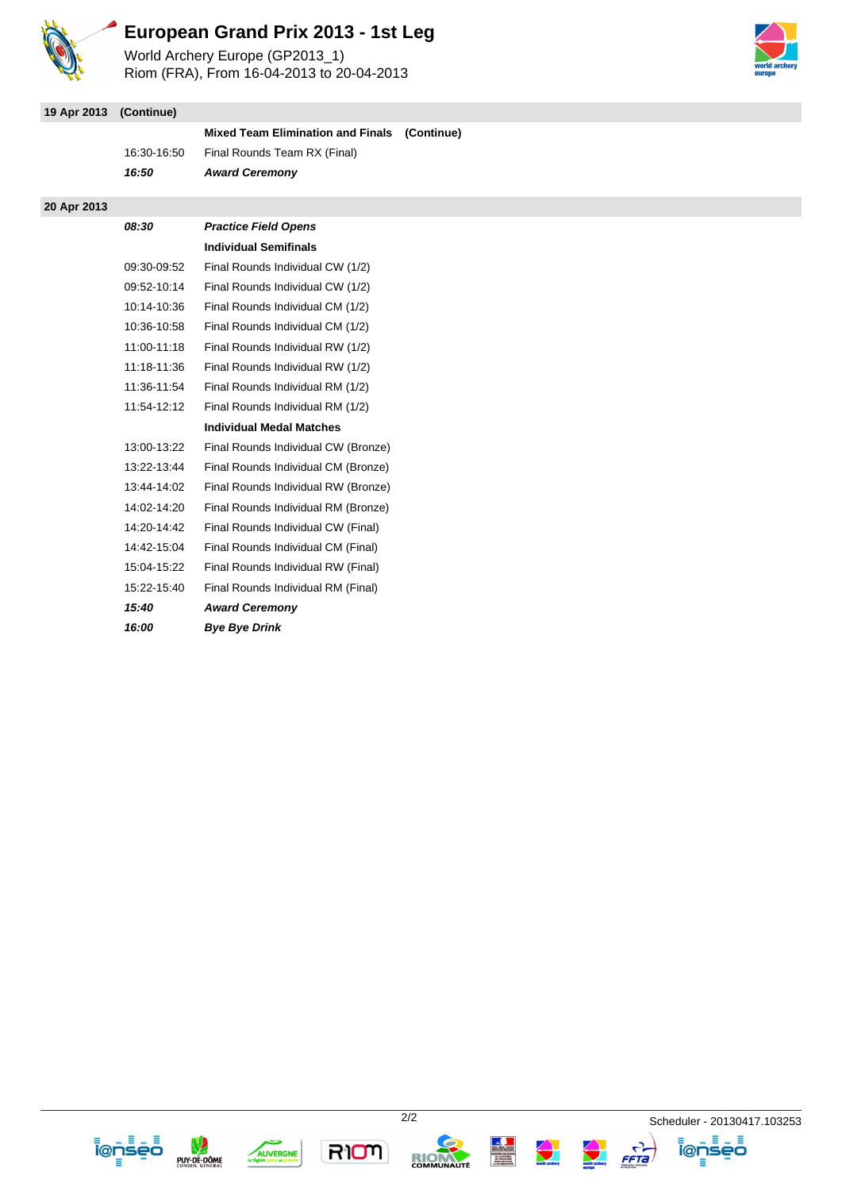# European Grand Prix 2013 - 1st Leg

World Archery Europe (GP2013_1)
Riom (FRA), From 16-04-2013 to 20-04-2013

| | | |
|---|---|---|
| **19 Apr 2013** | **(Continue)** | |
| | | **Mixed Team Elimination and Finals (Continue)** |
| | 16:30-16:50 | Final Rounds Team RX (Final) |
| | ***16:50*** | ***Award Ceremony*** |
| **20 Apr 2013** | | |
| | ***08:30*** | ***Practice Field Opens*** |
| | | **Individual Semifinals** |
| | 09:30-09:52 | Final Rounds Individual CW (1/2) |
| | 09:52-10:14 | Final Rounds Individual CW (1/2) |
| | 10:14-10:36 | Final Rounds Individual CM (1/2) |
| | 10:36-10:58 | Final Rounds Individual CM (1/2) |
| | 11:00-11:18 | Final Rounds Individual RW (1/2) |
| | 11:18-11:36 | Final Rounds Individual RW (1/2) |
| | 11:36-11:54 | Final Rounds Individual RM (1/2) |
| | 11:54-12:12 | Final Rounds Individual RM (1/2) |
| | | **Individual Medal Matches** |
| | 13:00-13:22 | Final Rounds Individual CW (Bronze) |
| | 13:22-13:44 | Final Rounds Individual CM (Bronze) |
| | 13:44-14:02 | Final Rounds Individual RW (Bronze) |
| | 14:02-14:20 | Final Rounds Individual RM (Bronze) |
| | 14:20-14:42 | Final Rounds Individual CW (Final) |
| | 14:42-15:04 | Final Rounds Individual CM (Final) |
| | 15:04-15:22 | Final Rounds Individual RW (Final) |
| | 15:22-15:40 | Final Rounds Individual RM (Final) |
| | ***15:40*** | ***Award Ceremony*** |
| | ***16:00*** | ***Bye Bye Drink*** |

Scheduler - 20130417.103253